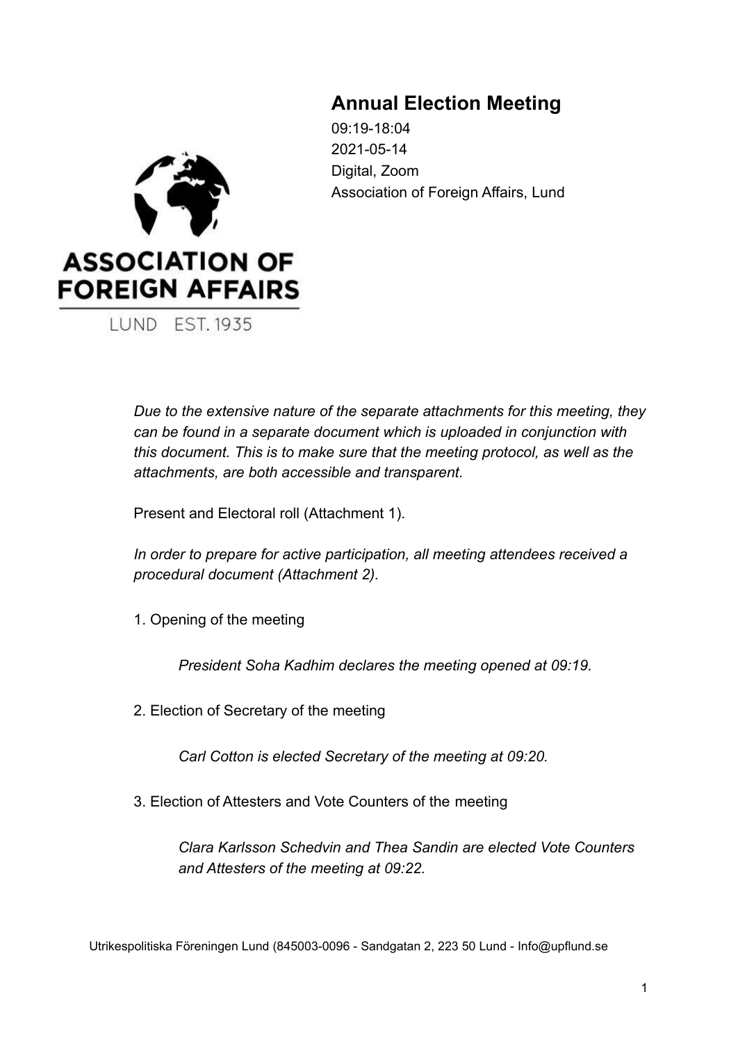# Annual Election Meeting

09:19-18:04
2021-05-14
Digital, Zoom
Association of Foreign Affairs, Lund

ASSOCIATION OF FOREIGN AFFAIRS

LUND EST. 1935

*Due to the extensive nature of the separate attachments for this meeting, they can be found in a separate document which is uploaded in conjunction with this document. This is to make sure that the meeting protocol, as well as the attachments, are both accessible and transparent.*

Present and Electoral roll (Attachment 1).

*In order to prepare for active participation, all meeting attendees received a procedural document (Attachment 2).*

1. Opening of the meeting

   *President Soha Kadhim declares the meeting opened at 09:19.*

2. Election of Secretary of the meeting

   *Carl Cotton is elected Secretary of the meeting at 09:20.*

3. Election of Attesters and Vote Counters of the meeting

   *Clara Karlsson Schedvin and Thea Sandin are elected Vote Counters and Attesters of the meeting at 09:22.*

Utrikespolitiska Föreningen Lund (845003-0096 - Sandgatan 2, 223 50 Lund - Info@upflund.se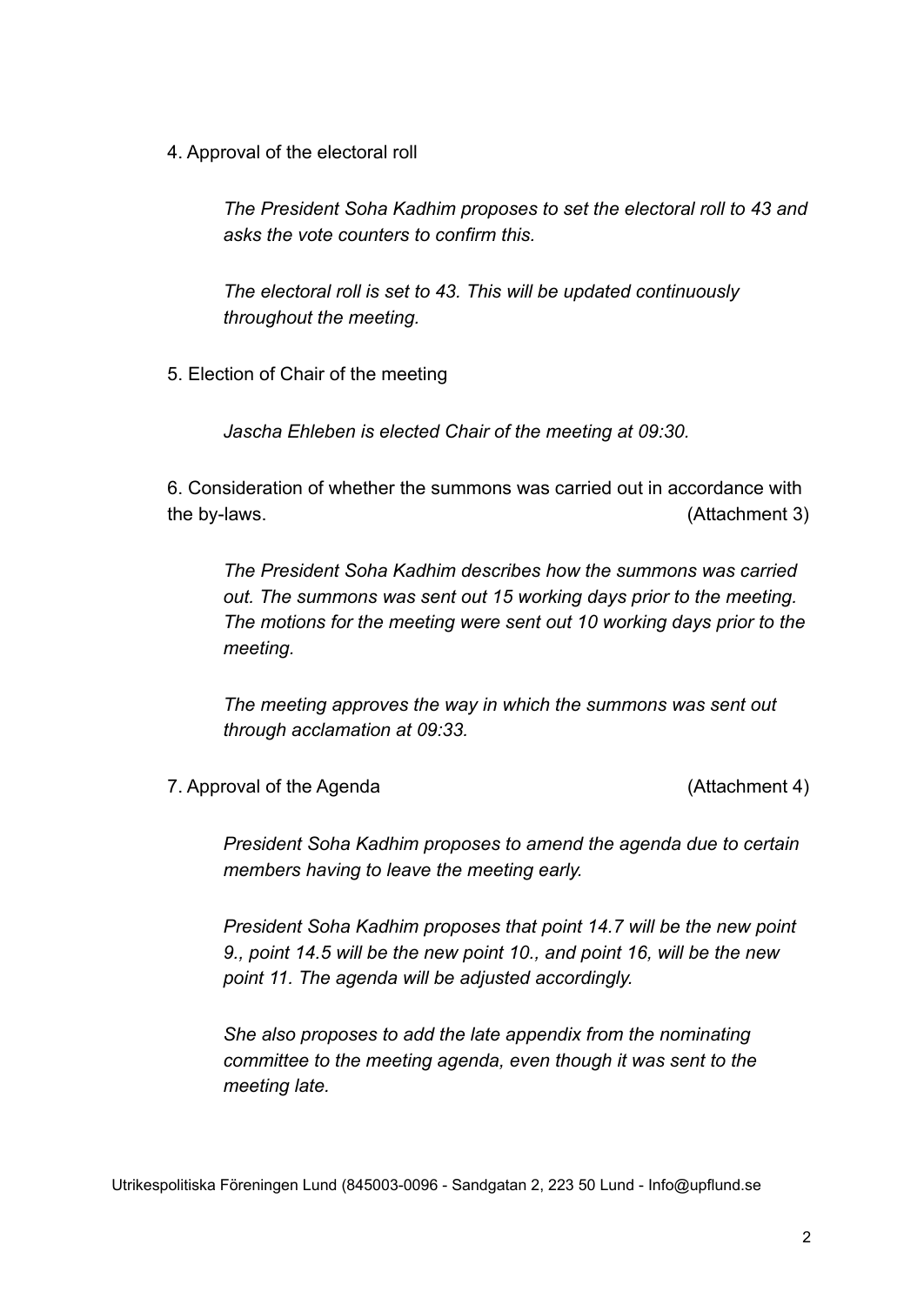4. Approval of the electoral roll

*The President Soha Kadhim proposes to set the electoral roll to 43 and asks the vote counters to confirm this.*

*The electoral roll is set to 43. This will be updated continuously throughout the meeting.*

5. Election of Chair of the meeting

*Jascha Ehleben is elected Chair of the meeting at 09:30.*

6. Consideration of whether the summons was carried out in accordance with the by-laws. (Attachment 3)

*The President Soha Kadhim describes how the summons was carried out. The summons was sent out 15 working days prior to the meeting. The motions for the meeting were sent out 10 working days prior to the meeting.*

*The meeting approves the way in which the summons was sent out through acclamation at 09:33.*

7. Approval of the Agenda (Attachment 4)

*President Soha Kadhim proposes to amend the agenda due to certain members having to leave the meeting early.*

*President Soha Kadhim proposes that point 14.7 will be the new point 9., point 14.5 will be the new point 10., and point 16, will be the new point 11. The agenda will be adjusted accordingly.*

*She also proposes to add the late appendix from the nominating committee to the meeting agenda, even though it was sent to the meeting late.*

Utrikespolitiska Föreningen Lund (845003-0096 - Sandgatan 2, 223 50 Lund - Info@upflund.se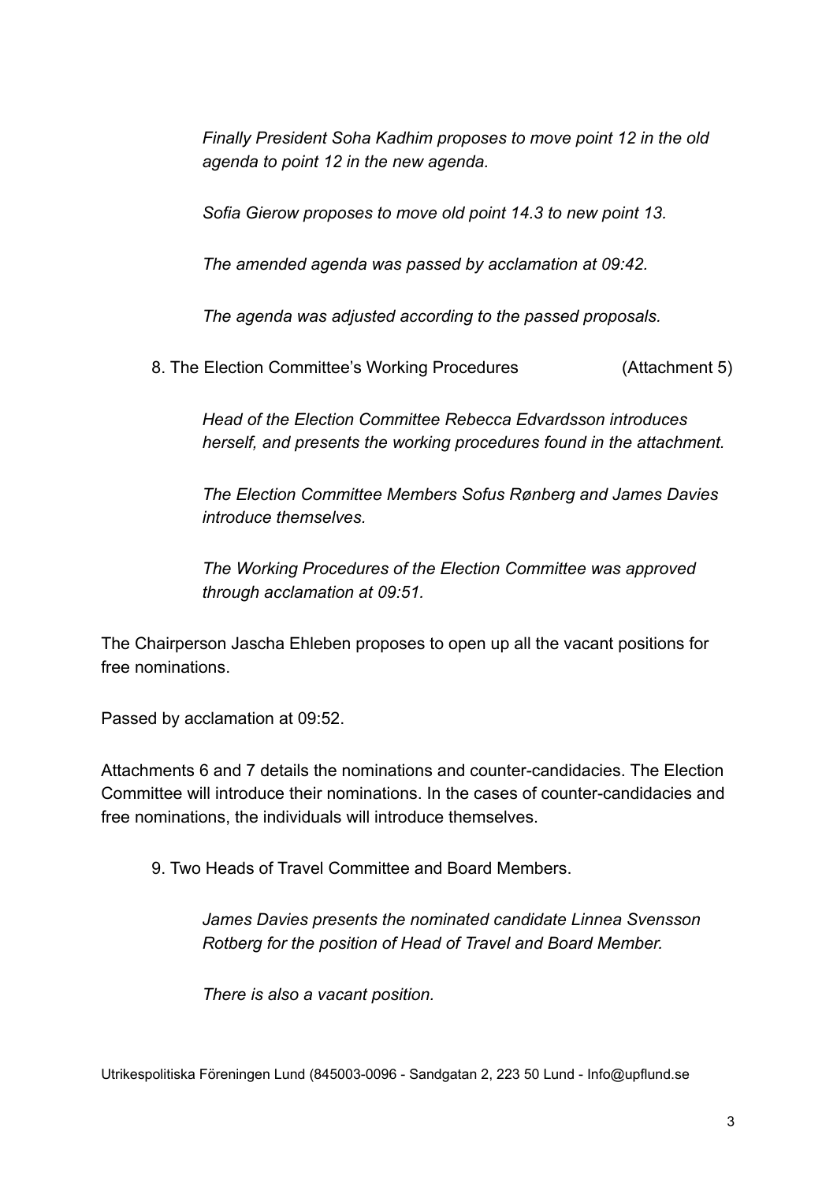*Finally President Soha Kadhim proposes to move point 12 in the old agenda to point 12 in the new agenda.*

*Sofia Gierow proposes to move old point 14.3 to new point 13.*

*The amended agenda was passed by acclamation at 09:42.*

*The agenda was adjusted according to the passed proposals.*

8. The Election Committee's Working Procedures (Attachment 5)

*Head of the Election Committee Rebecca Edvardsson introduces herself, and presents the working procedures found in the attachment.*

*The Election Committee Members Sofus Rønberg and James Davies introduce themselves.*

*The Working Procedures of the Election Committee was approved through acclamation at 09:51.*

The Chairperson Jascha Ehleben proposes to open up all the vacant positions for free nominations.

Passed by acclamation at 09:52.

Attachments 6 and 7 details the nominations and counter-candidacies. The Election Committee will introduce their nominations. In the cases of counter-candidacies and free nominations, the individuals will introduce themselves.

9. Two Heads of Travel Committee and Board Members.

*James Davies presents the nominated candidate Linnea Svensson Rotberg for the position of Head of Travel and Board Member.*

*There is also a vacant position.*

Utrikespolitiska Föreningen Lund (845003-0096 - Sandgatan 2, 223 50 Lund - Info@upflund.se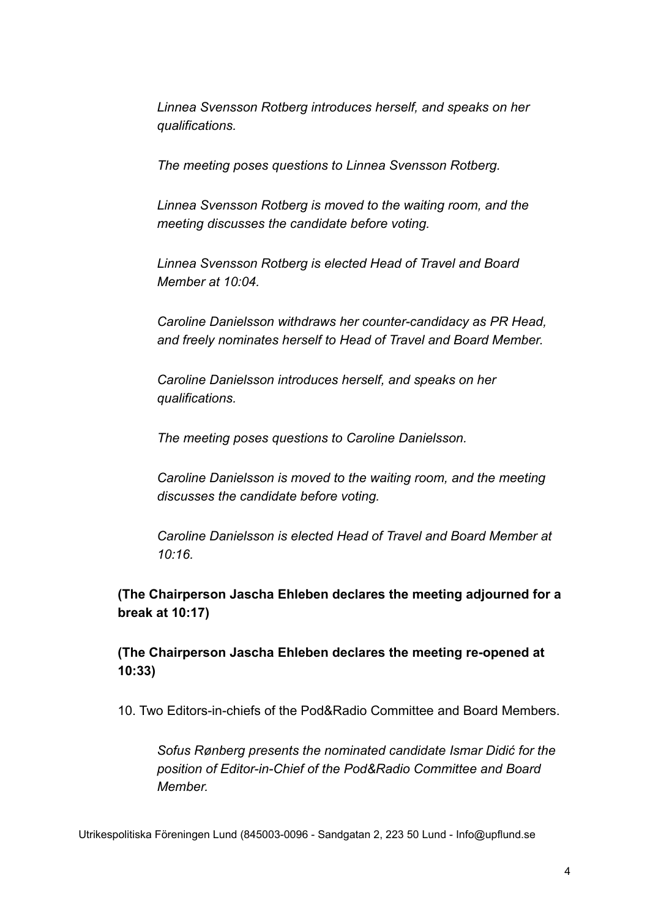*Linnea Svensson Rotberg introduces herself, and speaks on her qualifications.*

*The meeting poses questions to Linnea Svensson Rotberg.*

*Linnea Svensson Rotberg is moved to the waiting room, and the meeting discusses the candidate before voting.*

*Linnea Svensson Rotberg is elected Head of Travel and Board Member at 10:04.*

*Caroline Danielsson withdraws her counter-candidacy as PR Head, and freely nominates herself to Head of Travel and Board Member.*

*Caroline Danielsson introduces herself, and speaks on her qualifications.*

*The meeting poses questions to Caroline Danielsson.*

*Caroline Danielsson is moved to the waiting room, and the meeting discusses the candidate before voting.*

*Caroline Danielsson is elected Head of Travel and Board Member at 10:16.*

**(The Chairperson Jascha Ehleben declares the meeting adjourned for a break at 10:17)**

**(The Chairperson Jascha Ehleben declares the meeting re-opened at 10:33)**

10. Two Editors-in-chiefs of the Pod&Radio Committee and Board Members.

*Sofus Rønberg presents the nominated candidate Ismar Didić for the position of Editor-in-Chief of the Pod&Radio Committee and Board Member.*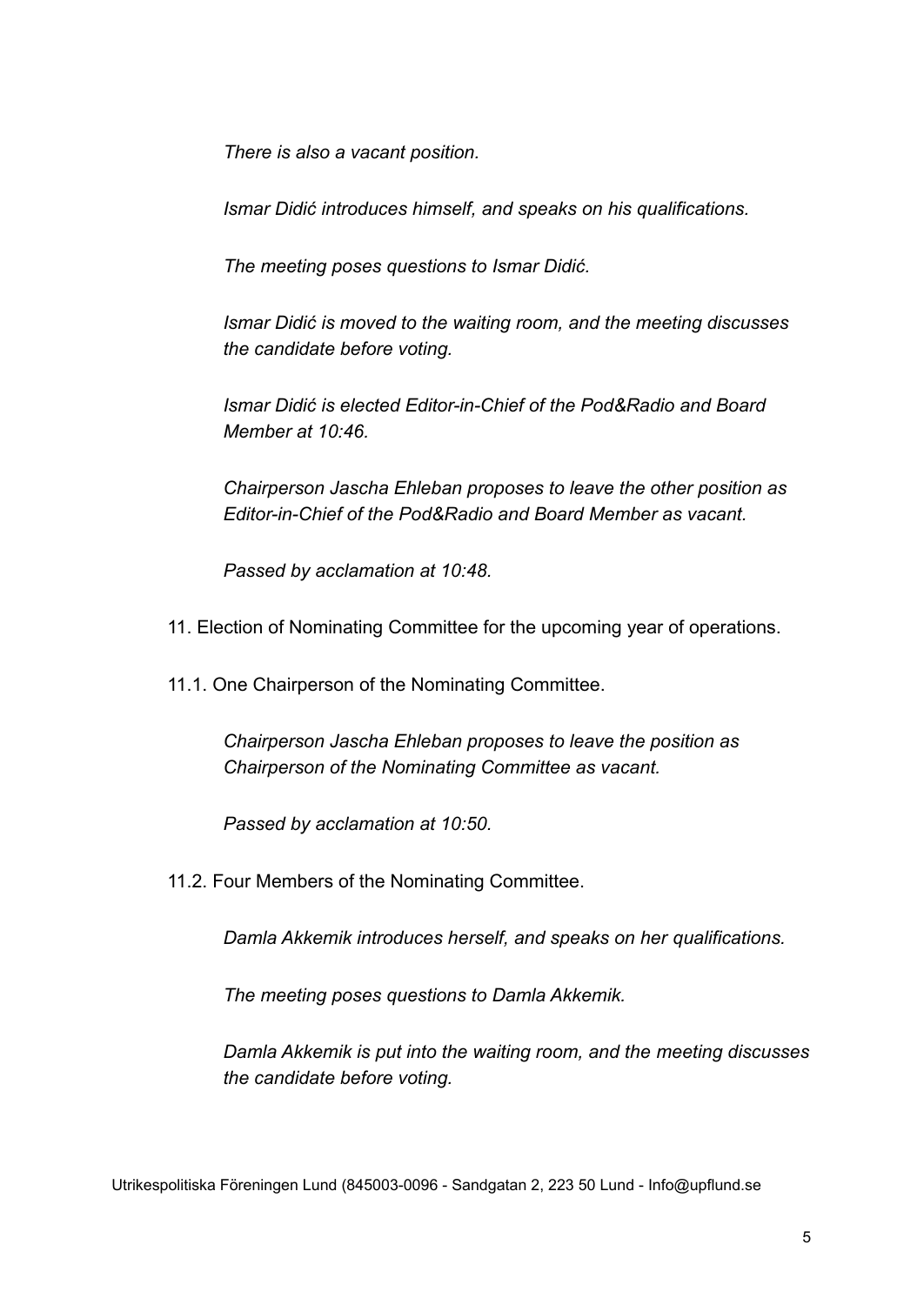*There is also a vacant position.*

*Ismar Didić introduces himself, and speaks on his qualifications.*

*The meeting poses questions to Ismar Didić.*

*Ismar Didić is moved to the waiting room, and the meeting discusses the candidate before voting.*

*Ismar Didić is elected Editor-in-Chief of the Pod&Radio and Board Member at 10:46.*

*Chairperson Jascha Ehleban proposes to leave the other position as Editor-in-Chief of the Pod&Radio and Board Member as vacant.*

*Passed by acclamation at 10:48.*

11. Election of Nominating Committee for the upcoming year of operations.

11.1. One Chairperson of the Nominating Committee.

*Chairperson Jascha Ehleban proposes to leave the position as Chairperson of the Nominating Committee as vacant.*

*Passed by acclamation at 10:50.*

11.2. Four Members of the Nominating Committee.

*Damla Akkemik introduces herself, and speaks on her qualifications.*

*The meeting poses questions to Damla Akkemik.*

*Damla Akkemik is put into the waiting room, and the meeting discusses the candidate before voting.*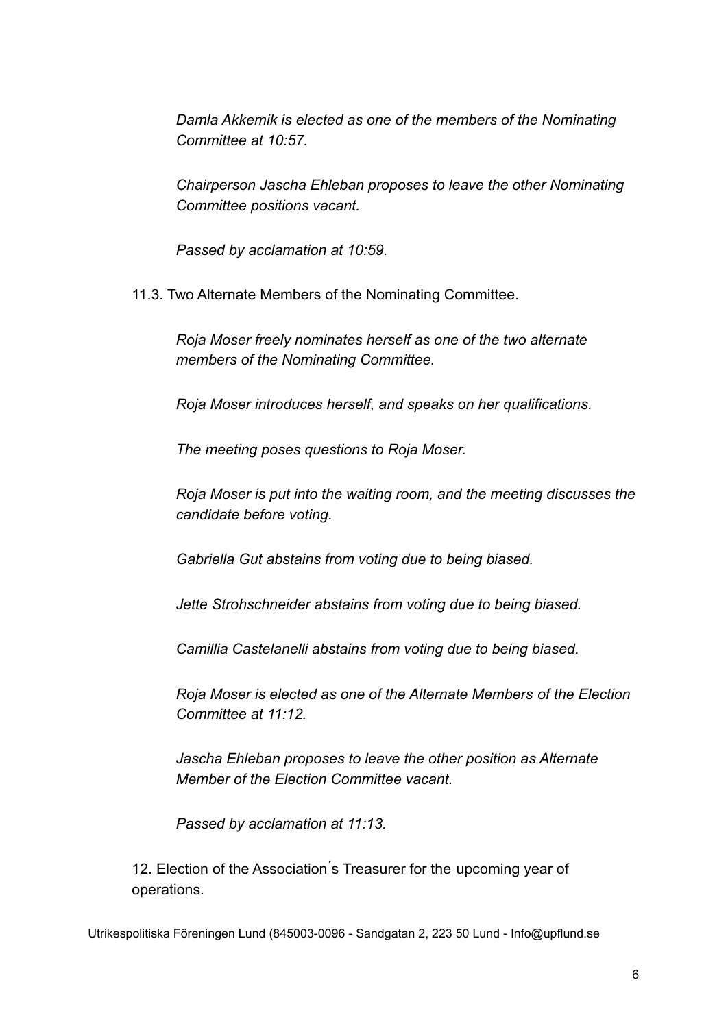*Damla Akkemik is elected as one of the members of the Nominating Committee at 10:57.*

*Chairperson Jascha Ehleban proposes to leave the other Nominating Committee positions vacant.*

*Passed by acclamation at 10:59.*

11.3. Two Alternate Members of the Nominating Committee.

*Roja Moser freely nominates herself as one of the two alternate members of the Nominating Committee.*

*Roja Moser introduces herself, and speaks on her qualifications.*

*The meeting poses questions to Roja Moser.*

*Roja Moser is put into the waiting room, and the meeting discusses the candidate before voting.*

*Gabriella Gut abstains from voting due to being biased.*

*Jette Strohschneider abstains from voting due to being biased.*

*Camillia Castelanelli abstains from voting due to being biased.*

*Roja Moser is elected as one of the Alternate Members of the Election Committee at 11:12.*

*Jascha Ehleban proposes to leave the other position as Alternate Member of the Election Committee vacant.*

*Passed by acclamation at 11:13.*

12. Election of the Association´s Treasurer for the upcoming year of operations.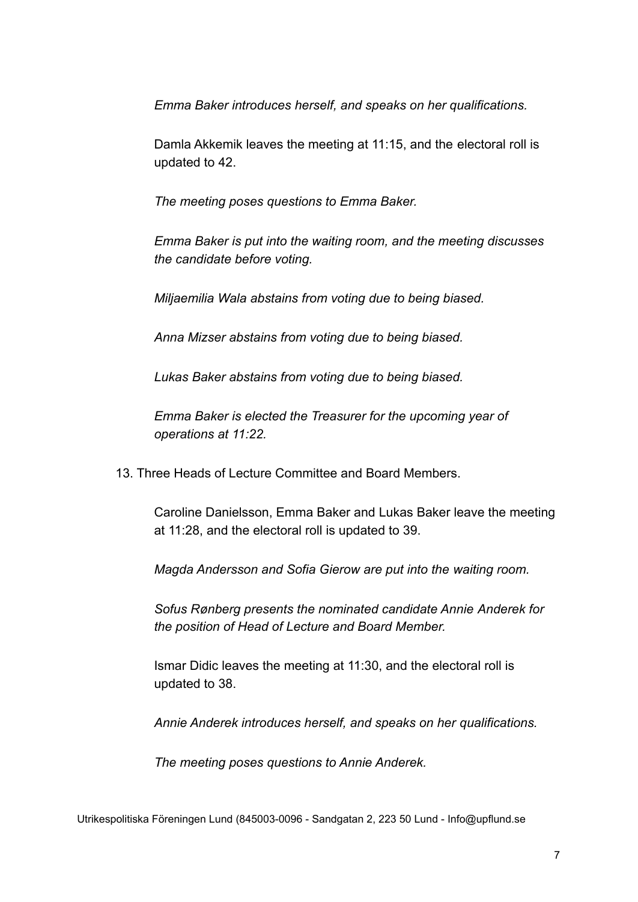*Emma Baker introduces herself, and speaks on her qualifications.*

Damla Akkemik leaves the meeting at 11:15, and the electoral roll is updated to 42.

*The meeting poses questions to Emma Baker.*

*Emma Baker is put into the waiting room, and the meeting discusses the candidate before voting.*

*Miljaemilia Wala abstains from voting due to being biased.*

*Anna Mizser abstains from voting due to being biased.*

*Lukas Baker abstains from voting due to being biased.*

*Emma Baker is elected the Treasurer for the upcoming year of operations at 11:22.*

13. Three Heads of Lecture Committee and Board Members.

Caroline Danielsson, Emma Baker and Lukas Baker leave the meeting at 11:28, and the electoral roll is updated to 39.

*Magda Andersson and Sofia Gierow are put into the waiting room.*

*Sofus Rønberg presents the nominated candidate Annie Anderek for the position of Head of Lecture and Board Member.*

Ismar Didic leaves the meeting at 11:30, and the electoral roll is updated to 38.

*Annie Anderek introduces herself, and speaks on her qualifications.*

*The meeting poses questions to Annie Anderek.*

Utrikespolitiska Föreningen Lund (845003-0096 - Sandgatan 2, 223 50 Lund - Info@upflund.se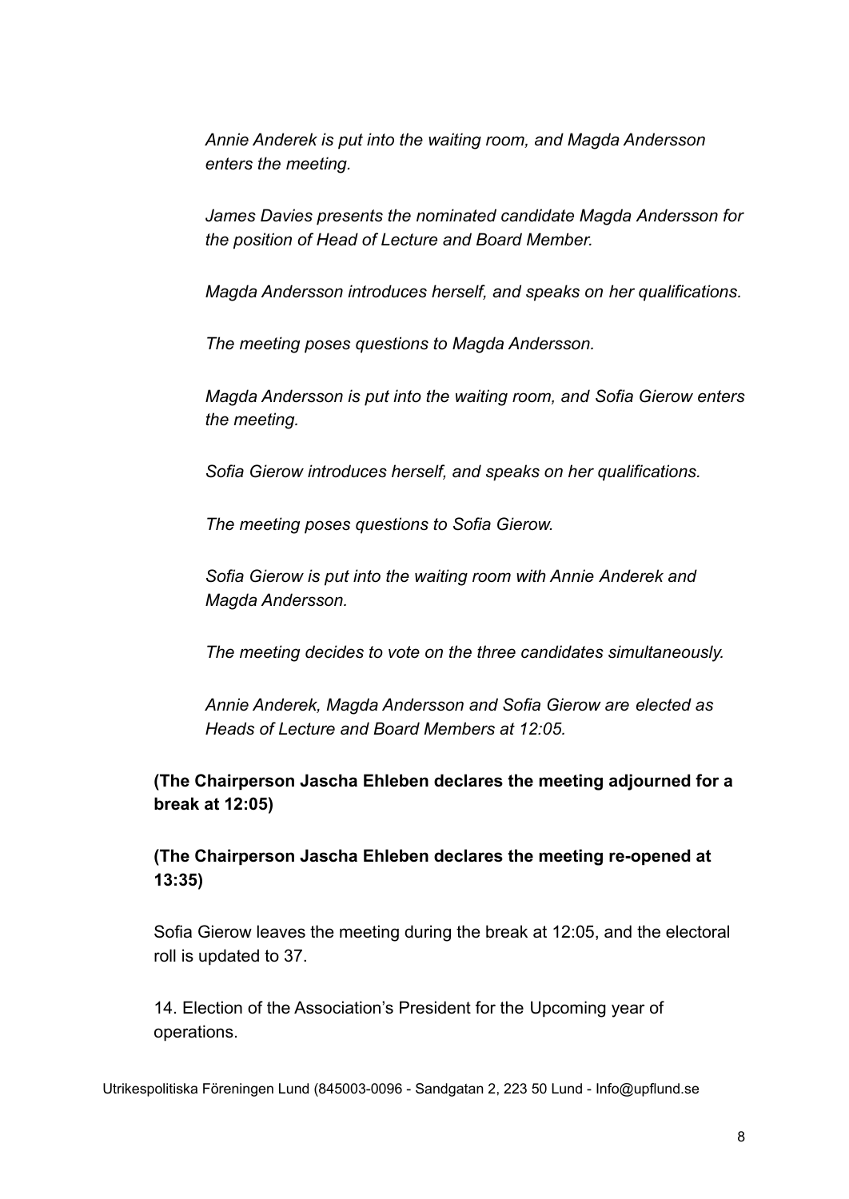*Annie Anderek is put into the waiting room, and Magda Andersson enters the meeting.*

*James Davies presents the nominated candidate Magda Andersson for the position of Head of Lecture and Board Member.*

*Magda Andersson introduces herself, and speaks on her qualifications.*

*The meeting poses questions to Magda Andersson.*

*Magda Andersson is put into the waiting room, and Sofia Gierow enters the meeting.*

*Sofia Gierow introduces herself, and speaks on her qualifications.*

*The meeting poses questions to Sofia Gierow.*

*Sofia Gierow is put into the waiting room with Annie Anderek and Magda Andersson.*

*The meeting decides to vote on the three candidates simultaneously.*

*Annie Anderek, Magda Andersson and Sofia Gierow are elected as Heads of Lecture and Board Members at 12:05.*

**(The Chairperson Jascha Ehleben declares the meeting adjourned for a break at 12:05)**

**(The Chairperson Jascha Ehleben declares the meeting re-opened at 13:35)**

Sofia Gierow leaves the meeting during the break at 12:05, and the electoral roll is updated to 37.

14. Election of the Association's President for the Upcoming year of operations.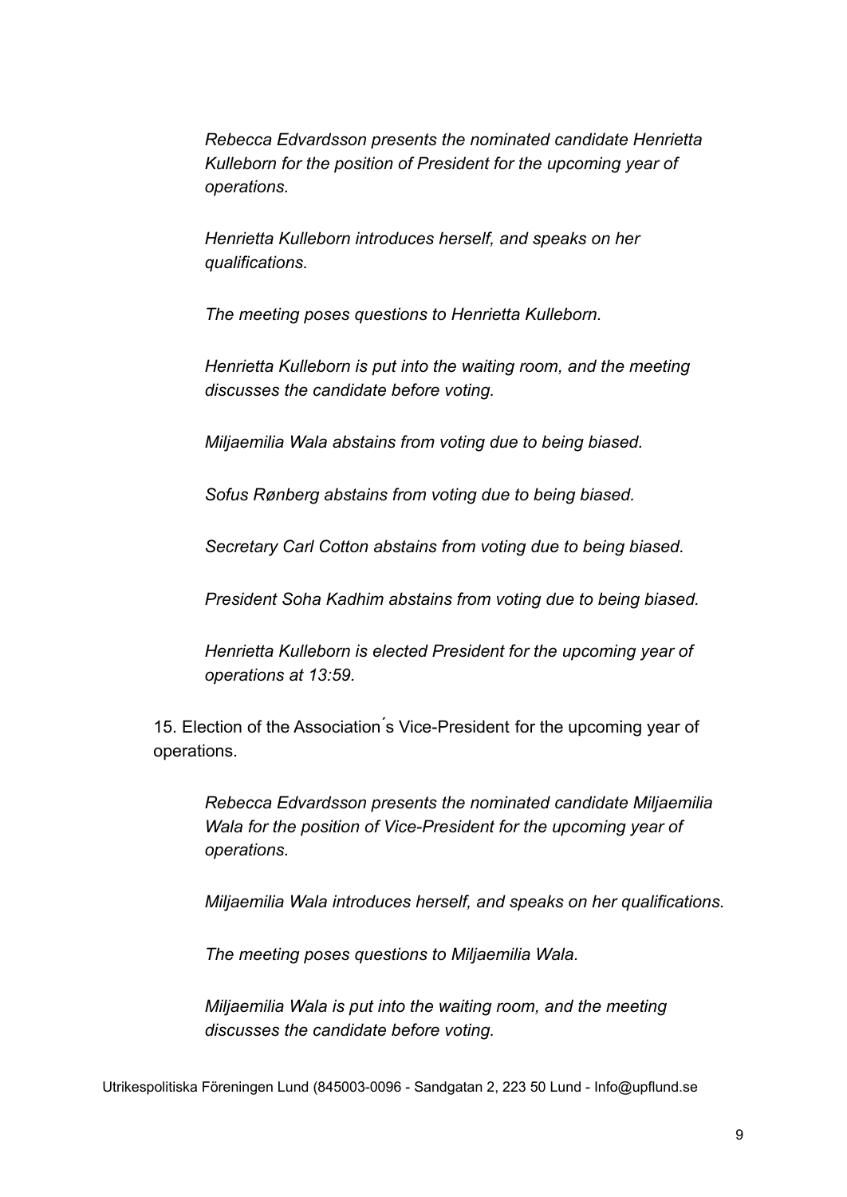*Rebecca Edvardsson presents the nominated candidate Henrietta Kulleborn for the position of President for the upcoming year of operations.*

*Henrietta Kulleborn introduces herself, and speaks on her qualifications.*

*The meeting poses questions to Henrietta Kulleborn.*

*Henrietta Kulleborn is put into the waiting room, and the meeting discusses the candidate before voting.*

*Miljaemilia Wala abstains from voting due to being biased.*

*Sofus Rønberg abstains from voting due to being biased.*

*Secretary Carl Cotton abstains from voting due to being biased.*

*President Soha Kadhim abstains from voting due to being biased.*

*Henrietta Kulleborn is elected President for the upcoming year of operations at 13:59.*

15. Election of the Association´s Vice-President for the upcoming year of operations.

*Rebecca Edvardsson presents the nominated candidate Miljaemilia Wala for the position of Vice-President for the upcoming year of operations.*

*Miljaemilia Wala introduces herself, and speaks on her qualifications.*

*The meeting poses questions to Miljaemilia Wala.*

*Miljaemilia Wala is put into the waiting room, and the meeting discusses the candidate before voting.*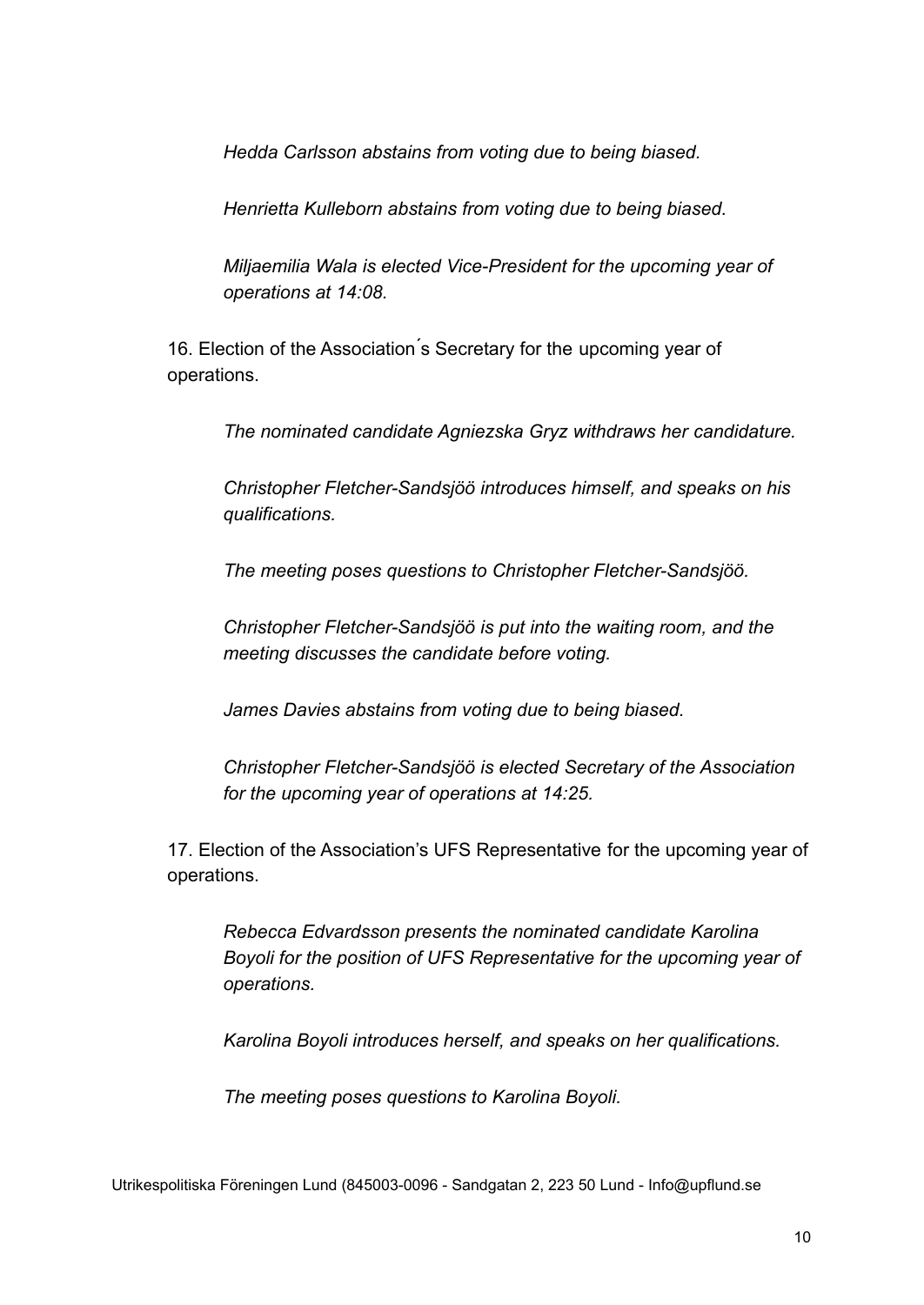*Hedda Carlsson abstains from voting due to being biased.*

*Henrietta Kulleborn abstains from voting due to being biased.*

*Miljaemilia Wala is elected Vice-President for the upcoming year of operations at 14:08.*

16. Election of the Association´s Secretary for the upcoming year of operations.

*The nominated candidate Agniezska Gryz withdraws her candidature.*

*Christopher Fletcher-Sandsjöö introduces himself, and speaks on his qualifications.*

*The meeting poses questions to Christopher Fletcher-Sandsjöö.*

*Christopher Fletcher-Sandsjöö is put into the waiting room, and the meeting discusses the candidate before voting.*

*James Davies abstains from voting due to being biased.*

*Christopher Fletcher-Sandsjöö is elected Secretary of the Association for the upcoming year of operations at 14:25.*

17. Election of the Association's UFS Representative for the upcoming year of operations.

*Rebecca Edvardsson presents the nominated candidate Karolina Boyoli for the position of UFS Representative for the upcoming year of operations.*

*Karolina Boyoli introduces herself, and speaks on her qualifications.*

*The meeting poses questions to Karolina Boyoli.*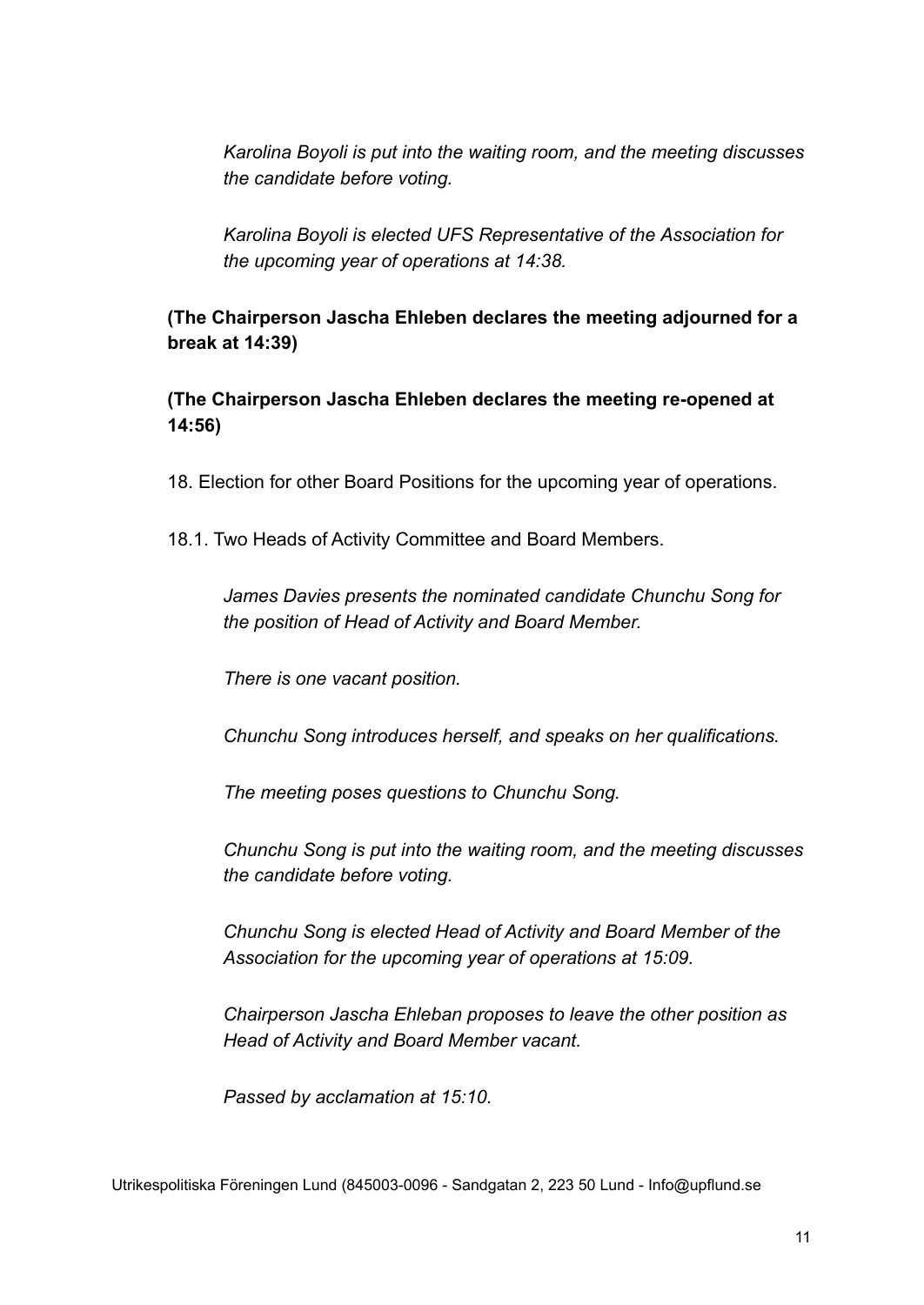*Karolina Boyoli is put into the waiting room, and the meeting discusses the candidate before voting.*

*Karolina Boyoli is elected UFS Representative of the Association for the upcoming year of operations at 14:38.*

**(The Chairperson Jascha Ehleben declares the meeting adjourned for a break at 14:39)**

**(The Chairperson Jascha Ehleben declares the meeting re-opened at 14:56)**

18. Election for other Board Positions for the upcoming year of operations.

18.1. Two Heads of Activity Committee and Board Members.

*James Davies presents the nominated candidate Chunchu Song for the position of Head of Activity and Board Member.*

*There is one vacant position.*

*Chunchu Song introduces herself, and speaks on her qualifications.*

*The meeting poses questions to Chunchu Song.*

*Chunchu Song is put into the waiting room, and the meeting discusses the candidate before voting.*

*Chunchu Song is elected Head of Activity and Board Member of the Association for the upcoming year of operations at 15:09.*

*Chairperson Jascha Ehleban proposes to leave the other position as Head of Activity and Board Member vacant.*

*Passed by acclamation at 15:10.*

Utrikespolitiska Föreningen Lund (845003-0096 - Sandgatan 2, 223 50 Lund - Info@upflund.se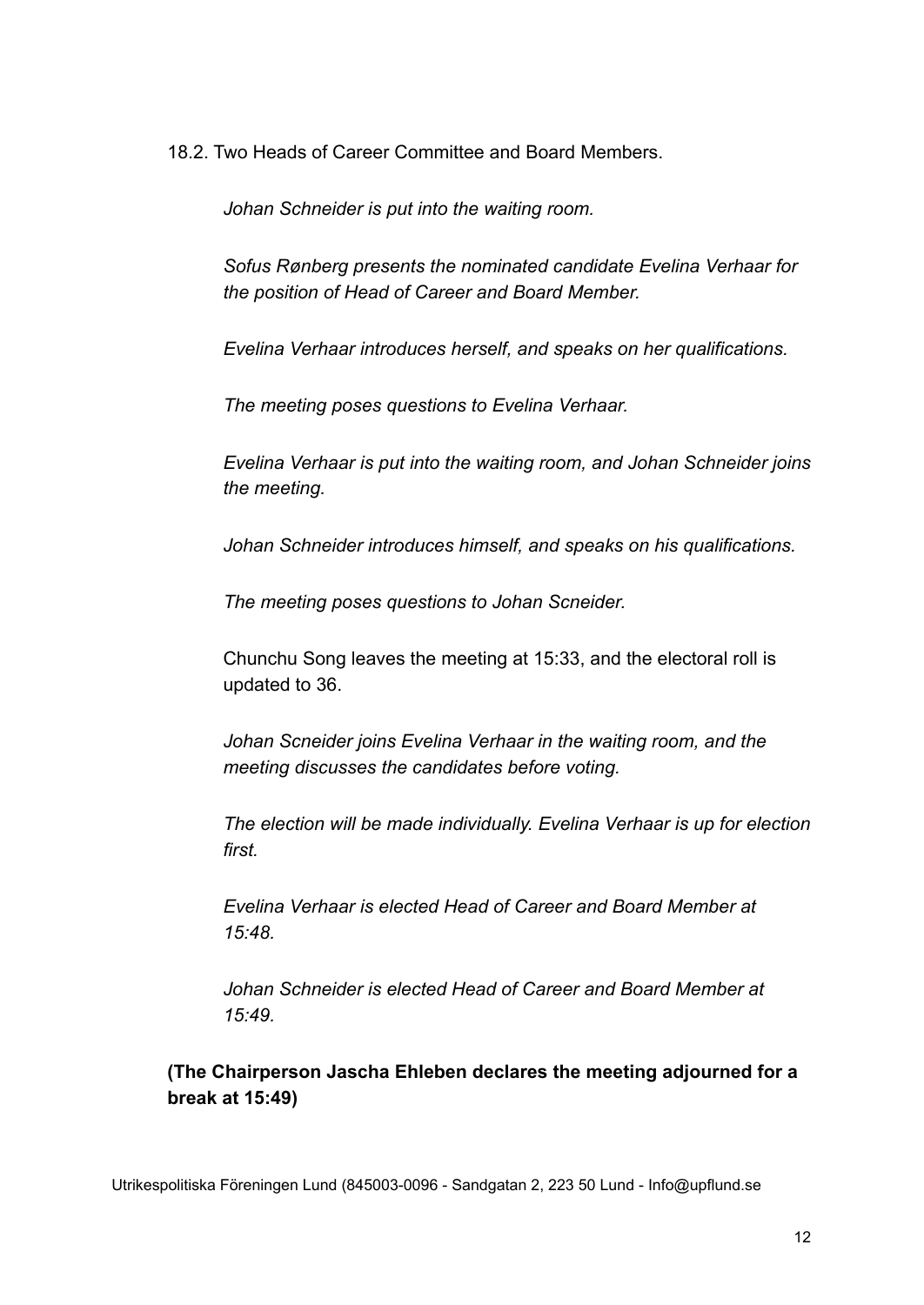18.2. Two Heads of Career Committee and Board Members.

*Johan Schneider is put into the waiting room.*

*Sofus Rønberg presents the nominated candidate Evelina Verhaar for the position of Head of Career and Board Member.*

*Evelina Verhaar introduces herself, and speaks on her qualifications.*

*The meeting poses questions to Evelina Verhaar.*

*Evelina Verhaar is put into the waiting room, and Johan Schneider joins the meeting.*

*Johan Schneider introduces himself, and speaks on his qualifications.*

*The meeting poses questions to Johan Scneider.*

Chunchu Song leaves the meeting at 15:33, and the electoral roll is updated to 36.

*Johan Scneider joins Evelina Verhaar in the waiting room, and the meeting discusses the candidates before voting.*

*The election will be made individually. Evelina Verhaar is up for election first.*

*Evelina Verhaar is elected Head of Career and Board Member at 15:48.*

*Johan Schneider is elected Head of Career and Board Member at 15:49.*

**(The Chairperson Jascha Ehleben declares the meeting adjourned for a break at 15:49)**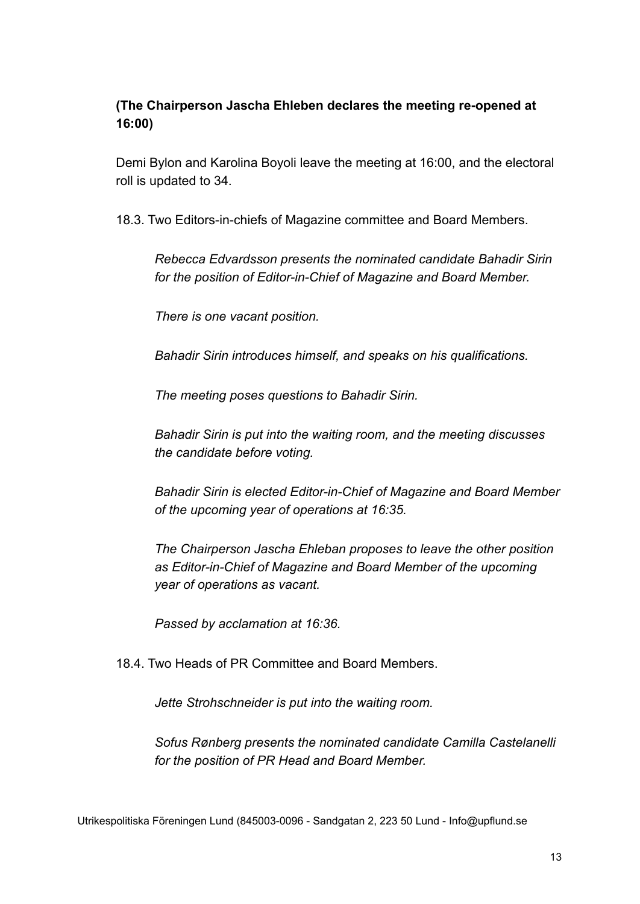**(The Chairperson Jascha Ehleben declares the meeting re-opened at 16:00)**

Demi Bylon and Karolina Boyoli leave the meeting at 16:00, and the electoral roll is updated to 34.

18.3. Two Editors-in-chiefs of Magazine committee and Board Members.

> *Rebecca Edvardsson presents the nominated candidate Bahadir Sirin for the position of Editor-in-Chief of Magazine and Board Member.*
>
> *There is one vacant position.*
>
> *Bahadir Sirin introduces himself, and speaks on his qualifications.*
>
> *The meeting poses questions to Bahadir Sirin.*
>
> *Bahadir Sirin is put into the waiting room, and the meeting discusses the candidate before voting.*
>
> *Bahadir Sirin is elected Editor-in-Chief of Magazine and Board Member of the upcoming year of operations at 16:35.*
>
> *The Chairperson Jascha Ehleban proposes to leave the other position as Editor-in-Chief of Magazine and Board Member of the upcoming year of operations as vacant.*
>
> *Passed by acclamation at 16:36.*

18.4. Two Heads of PR Committee and Board Members.

> *Jette Strohschneider is put into the waiting room.*
>
> *Sofus Rønberg presents the nominated candidate Camilla Castelanelli for the position of PR Head and Board Member.*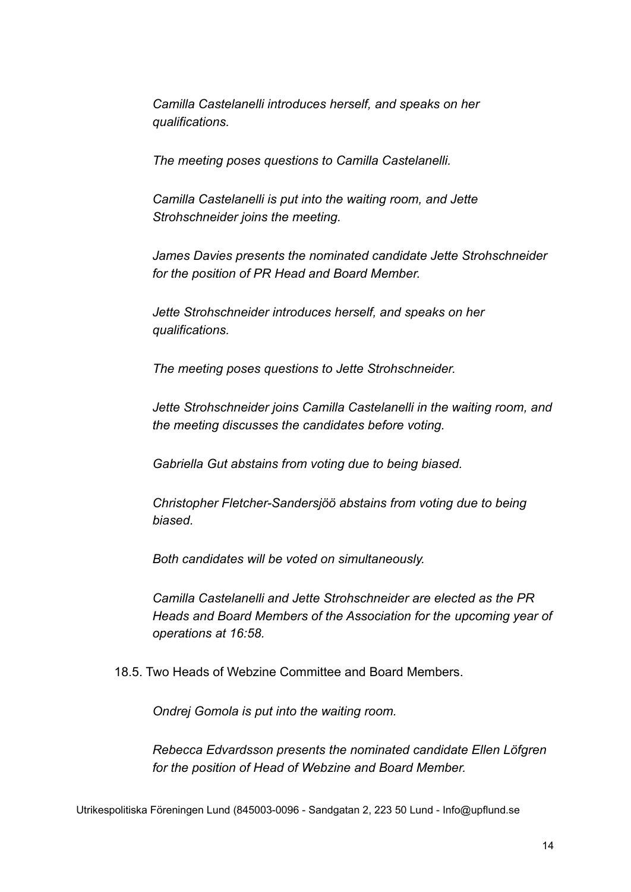*Camilla Castelanelli introduces herself, and speaks on her qualifications.*

*The meeting poses questions to Camilla Castelanelli.*

*Camilla Castelanelli is put into the waiting room, and Jette Strohschneider joins the meeting.*

*James Davies presents the nominated candidate Jette Strohschneider for the position of PR Head and Board Member.*

*Jette Strohschneider introduces herself, and speaks on her qualifications.*

*The meeting poses questions to Jette Strohschneider.*

*Jette Strohschneider joins Camilla Castelanelli in the waiting room, and the meeting discusses the candidates before voting.*

*Gabriella Gut abstains from voting due to being biased.*

*Christopher Fletcher-Sandersjöö abstains from voting due to being biased.*

*Both candidates will be voted on simultaneously.*

*Camilla Castelanelli and Jette Strohschneider are elected as the PR Heads and Board Members of the Association for the upcoming year of operations at 16:58.*

18.5. Two Heads of Webzine Committee and Board Members.

*Ondrej Gomola is put into the waiting room.*

*Rebecca Edvardsson presents the nominated candidate Ellen Löfgren for the position of Head of Webzine and Board Member.*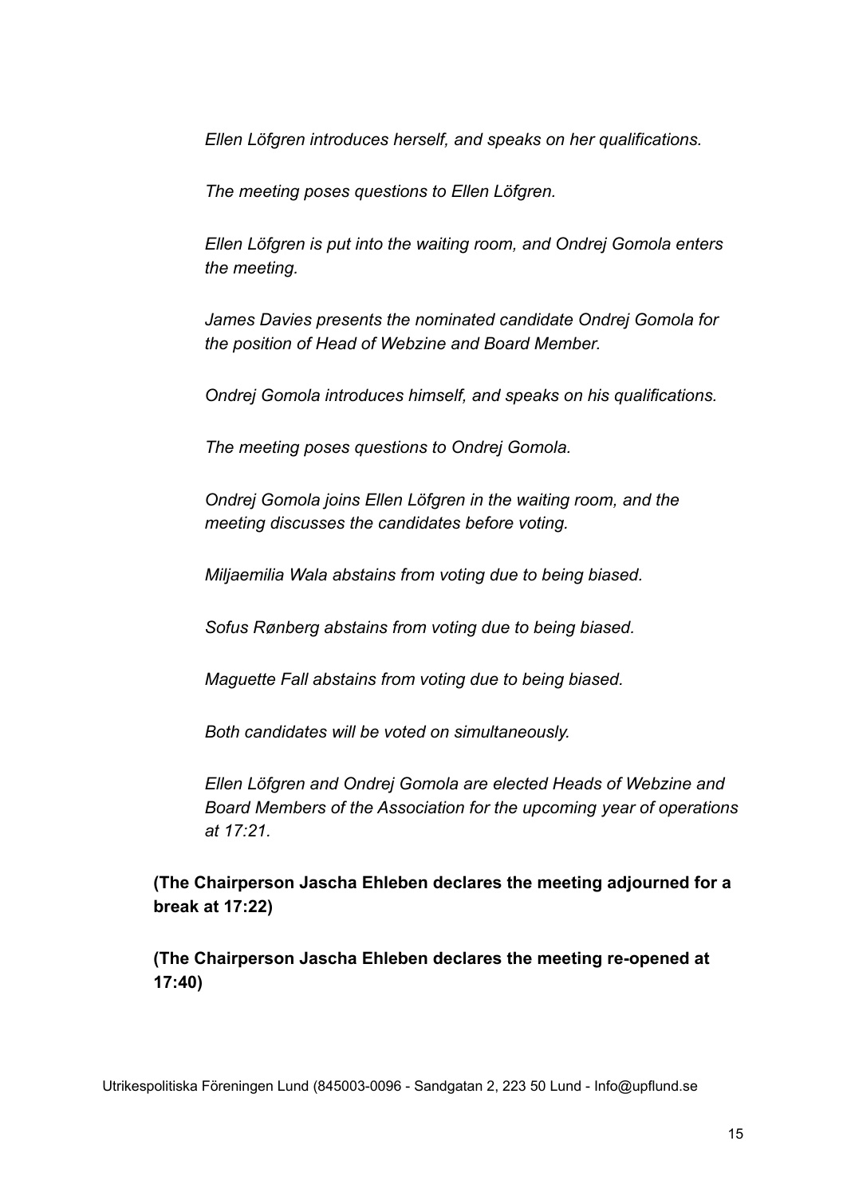*Ellen Löfgren introduces herself, and speaks on her qualifications.*

*The meeting poses questions to Ellen Löfgren.*

*Ellen Löfgren is put into the waiting room, and Ondrej Gomola enters the meeting.*

*James Davies presents the nominated candidate Ondrej Gomola for the position of Head of Webzine and Board Member.*

*Ondrej Gomola introduces himself, and speaks on his qualifications.*

*The meeting poses questions to Ondrej Gomola.*

*Ondrej Gomola joins Ellen Löfgren in the waiting room, and the meeting discusses the candidates before voting.*

*Miljaemilia Wala abstains from voting due to being biased.*

*Sofus Rønberg abstains from voting due to being biased.*

*Maguette Fall abstains from voting due to being biased.*

*Both candidates will be voted on simultaneously.*

*Ellen Löfgren and Ondrej Gomola are elected Heads of Webzine and Board Members of the Association for the upcoming year of operations at 17:21.*

**(The Chairperson Jascha Ehleben declares the meeting adjourned for a break at 17:22)**

**(The Chairperson Jascha Ehleben declares the meeting re-opened at 17:40)**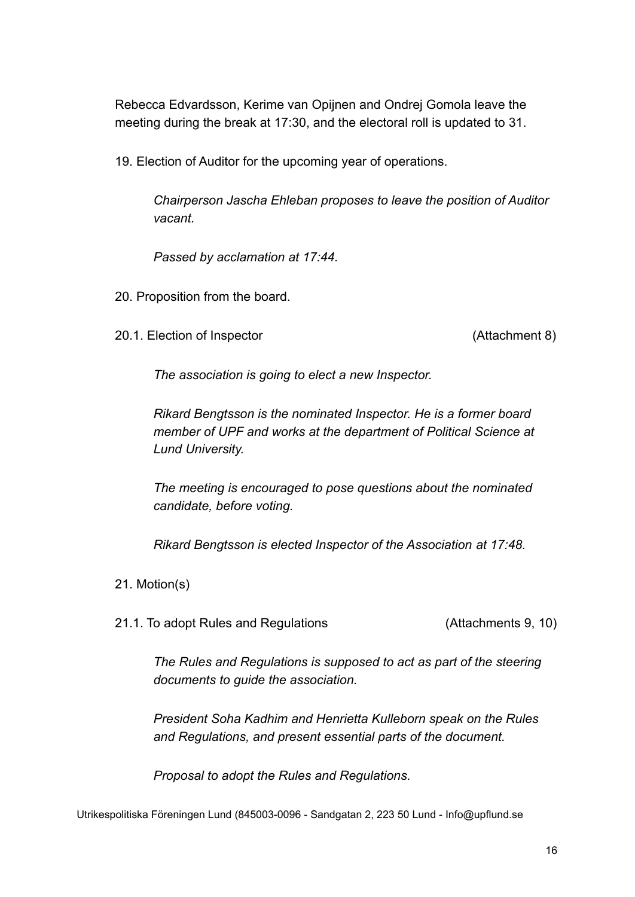Rebecca Edvardsson, Kerime van Opijnen and Ondrej Gomola leave the meeting during the break at 17:30, and the electoral roll is updated to 31.

19. Election of Auditor for the upcoming year of operations.

*Chairperson Jascha Ehleban proposes to leave the position of Auditor vacant.*

*Passed by acclamation at 17:44.*

20. Proposition from the board.

20.1. Election of Inspector (Attachment 8)

*The association is going to elect a new Inspector.*

*Rikard Bengtsson is the nominated Inspector. He is a former board member of UPF and works at the department of Political Science at Lund University.*

*The meeting is encouraged to pose questions about the nominated candidate, before voting.*

*Rikard Bengtsson is elected Inspector of the Association at 17:48.*

21. Motion(s)

21.1. To adopt Rules and Regulations (Attachments 9, 10)

*The Rules and Regulations is supposed to act as part of the steering documents to guide the association.*

*President Soha Kadhim and Henrietta Kulleborn speak on the Rules and Regulations, and present essential parts of the document.*

*Proposal to adopt the Rules and Regulations.*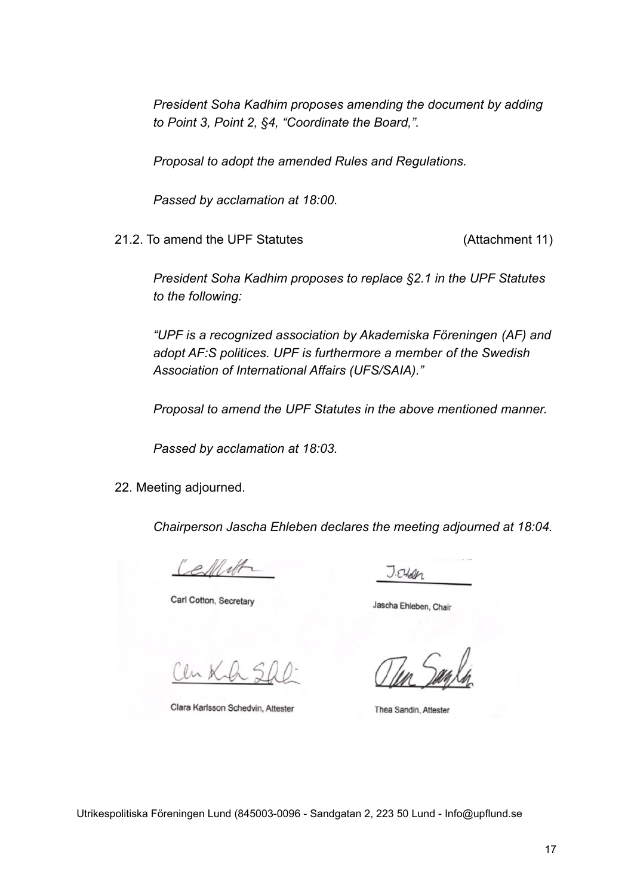*President Soha Kadhim proposes amending the document by adding to Point 3, Point 2, §4, "Coordinate the Board,".*

*Proposal to adopt the amended Rules and Regulations.*

*Passed by acclamation at 18:00.*

21.2. To amend the UPF Statutes (Attachment 11)

*President Soha Kadhim proposes to replace §2.1 in the UPF Statutes to the following:*

*"UPF is a recognized association by Akademiska Föreningen (AF) and adopt AF:S politices. UPF is furthermore a member of the Swedish Association of International Affairs (UFS/SAIA)."*

*Proposal to amend the UPF Statutes in the above mentioned manner.*

*Passed by acclamation at 18:03.*

22. Meeting adjourned.

*Chairperson Jascha Ehleben declares the meeting adjourned at 18:04.*

Carl Cotton, Secretary

Jascha Ehleben, Chair

Clara Karlsson Schedvin, Attester

Thea Sandin, Attester

Utrikespolitiska Föreningen Lund (845003-0096 - Sandgatan 2, 223 50 Lund - Info@upflund.se